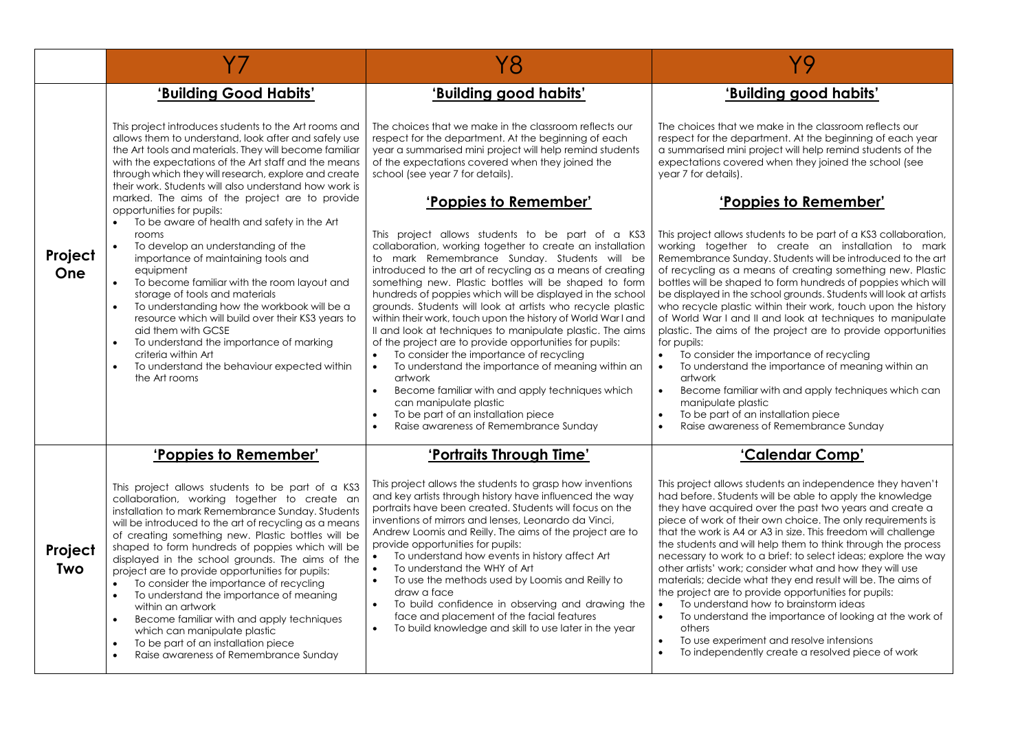| | Y7 | Y8 | Y9 |
|---|---|---|---|
| **Project One** | **<u>'Building Good Habits'</u>**<br><br>This project introduces students to the Art rooms and allows them to understand, look after and safely use the Art tools and materials. They will become familiar with the expectations of the Art staff and the means through which they will research, explore and create their work. Students will also understand how work is marked. The aims of the project are to provide opportunities for pupils:<br>• To be aware of health and safety in the Art rooms<br>• To develop an understanding of the importance of maintaining tools and equipment<br>• To become familiar with the room layout and storage of tools and materials<br>• To understanding how the workbook will be a resource which will build over their KS3 years to aid them with GCSE<br>• To understand the importance of marking criteria within Art<br>• To understand the behaviour expected within the Art rooms | **<u>'Building good habits'</u>**<br><br>The choices that we make in the classroom reflects our respect for the department. At the beginning of each year a summarised mini project will help remind students of the expectations covered when they joined the school (see year 7 for details).<br><br>**<u>'Poppies to Remember'</u>**<br><br>This project allows students to be part of a KS3 collaboration, working together to create an installation to mark Remembrance Sunday. Students will be introduced to the art of recycling as a means of creating something new. Plastic bottles will be shaped to form hundreds of poppies which will be displayed in the school grounds. Students will look at artists who recycle plastic within their work, touch upon the history of World War I and II and look at techniques to manipulate plastic. The aims of the project are to provide opportunities for pupils:<br>• To consider the importance of recycling<br>• To understand the importance of meaning within an artwork<br>• Become familiar with and apply techniques which can manipulate plastic<br>• To be part of an installation piece<br>• Raise awareness of Remembrance Sunday | **<u>'Building good habits'</u>**<br><br>The choices that we make in the classroom reflects our respect for the department. At the beginning of each year a summarised mini project will help remind students of the expectations covered when they joined the school (see year 7 for details).<br><br>**<u>'Poppies to Remember'</u>**<br><br>This project allows students to be part of a KS3 collaboration, working together to create an installation to mark Remembrance Sunday. Students will be introduced to the art of recycling as a means of creating something new. Plastic bottles will be shaped to form hundreds of poppies which will be displayed in the school grounds. Students will look at artists who recycle plastic within their work, touch upon the history of World War I and II and look at techniques to manipulate plastic. The aims of the project are to provide opportunities for pupils:<br>• To consider the importance of recycling<br>• To understand the importance of meaning within an artwork<br>• Become familiar with and apply techniques which can manipulate plastic<br>• To be part of an installation piece<br>• Raise awareness of Remembrance Sunday |
| **Project Two** | **<u>'Poppies to Remember'</u>**<br><br>This project allows students to be part of a KS3 collaboration, working together to create an installation to mark Remembrance Sunday. Students will be introduced to the art of recycling as a means of creating something new. Plastic bottles will be shaped to form hundreds of poppies which will be displayed in the school grounds. The aims of the project are to provide opportunities for pupils:<br>• To consider the importance of recycling<br>• To understand the importance of meaning within an artwork<br>• Become familiar with and apply techniques which can manipulate plastic<br>• To be part of an installation piece<br>• Raise awareness of Remembrance Sunday | **<u>'Portraits Through Time'</u>**<br><br>This project allows the students to grasp how inventions and key artists through history have influenced the way portraits have been created. Students will focus on the inventions of mirrors and lenses, Leonardo da Vinci, Andrew Loomis and Reilly. The aims of the project are to provide opportunities for pupils:<br>• To understand how events in history affect Art<br>• To understand the WHY of Art<br>• To use the methods used by Loomis and Reilly to draw a face<br>• To build confidence in observing and drawing the face and placement of the facial features<br>• To build knowledge and skill to use later in the year | **<u>'Calendar Comp'</u>**<br><br>This project allows students an independence they haven't had before. Students will be able to apply the knowledge they have acquired over the past two years and create a piece of work of their own choice. The only requirements is that the work is A4 or A3 in size. This freedom will challenge the students and will help them to think through the process necessary to work to a brief: to select ideas; explore the way other artists' work; consider what and how they will use materials; decide what they end result will be. The aims of the project are to provide opportunities for pupils:<br>• To understand how to brainstorm ideas<br>• To understand the importance of looking at the work of others<br>• To use experiment and resolve intensions<br>• To independently create a resolved piece of work |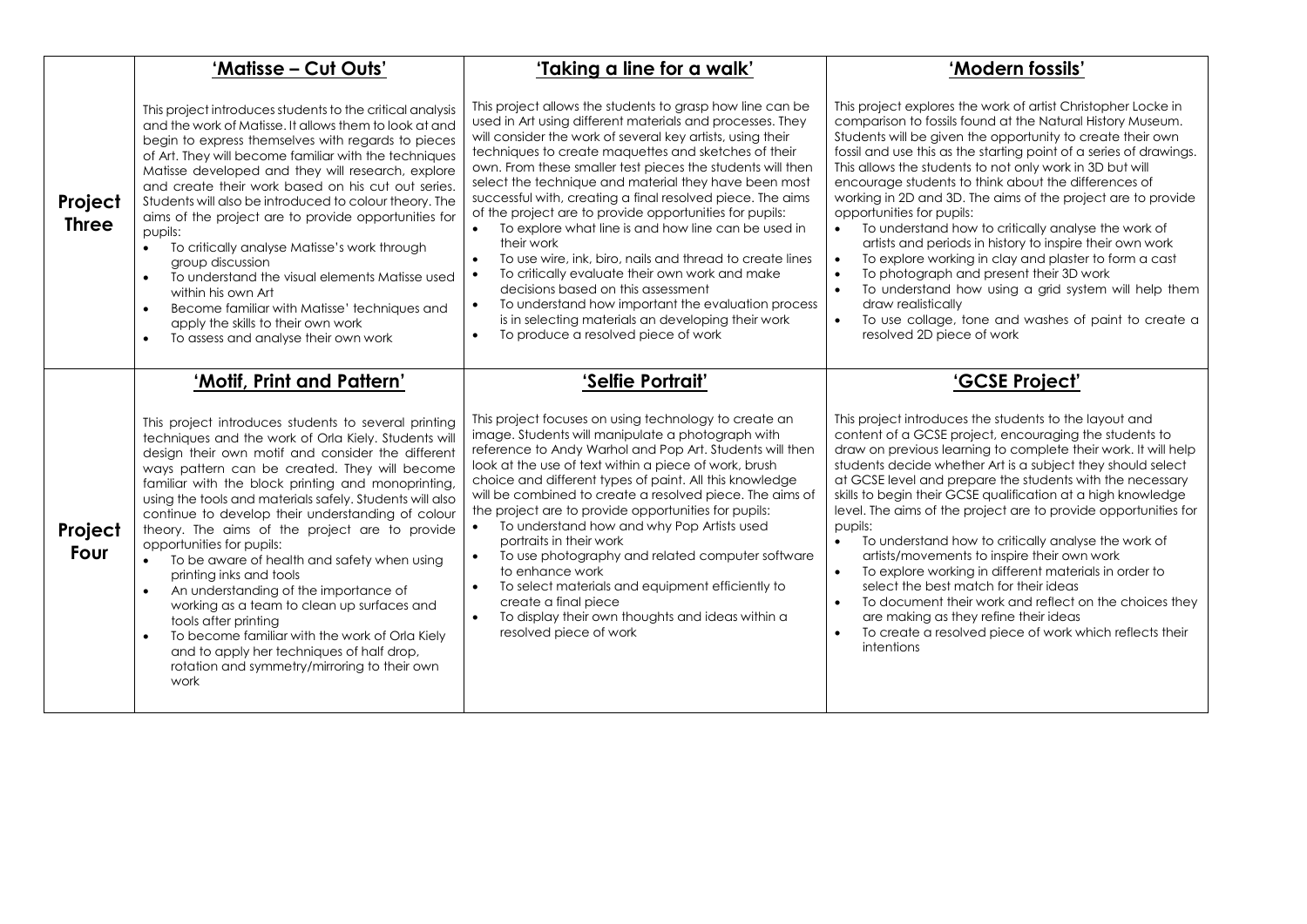| | **'Matisse – Cut Outs'** | **'Taking a line for a walk'** | **'Modern fossils'** |
|---|---|---|---|
| **Project Three** | This project introduces students to the critical analysis and the work of Matisse. It allows them to look at and begin to express themselves with regards to pieces of Art. They will become familiar with the techniques Matisse developed and they will research, explore and create their work based on his cut out series. Students will also be introduced to colour theory. The aims of the project are to provide opportunities for pupils:<br>• To critically analyse Matisse's work through group discussion<br>• To understand the visual elements Matisse used within his own Art<br>• Become familiar with Matisse' techniques and apply the skills to their own work<br>• To assess and analyse their own work | This project allows the students to grasp how line can be used in Art using different materials and processes. They will consider the work of several key artists, using their techniques to create maquettes and sketches of their own. From these smaller test pieces the students will then select the technique and material they have been most successful with, creating a final resolved piece. The aims of the project are to provide opportunities for pupils:<br>• To explore what line is and how line can be used in their work<br>• To use wire, ink, biro, nails and thread to create lines<br>• To critically evaluate their own work and make decisions based on this assessment<br>• To understand how important the evaluation process is in selecting materials an developing their work<br>• To produce a resolved piece of work | This project explores the work of artist Christopher Locke in comparison to fossils found at the Natural History Museum. Students will be given the opportunity to create their own fossil and use this as the starting point of a series of drawings. This allows the students to not only work in 3D but will encourage students to think about the differences of working in 2D and 3D. The aims of the project are to provide opportunities for pupils:<br>• To understand how to critically analyse the work of artists and periods in history to inspire their own work<br>• To explore working in clay and plaster to form a cast<br>• To photograph and present their 3D work<br>• To understand how using a grid system will help them draw realistically<br>• To use collage, tone and washes of paint to create a resolved 2D piece of work |
| | **'Motif, Print and Pattern'** | **'Selfie Portrait'** | **'GCSE Project'** |
| **Project Four** | This project introduces students to several printing techniques and the work of Orla Kiely. Students will design their own motif and consider the different ways pattern can be created. They will become familiar with the block printing and monoprinting, using the tools and materials safely. Students will also continue to develop their understanding of colour theory. The aims of the project are to provide opportunities for pupils:<br>• To be aware of health and safety when using printing inks and tools<br>• An understanding of the importance of working as a team to clean up surfaces and tools after printing<br>• To become familiar with the work of Orla Kiely and to apply her techniques of half drop, rotation and symmetry/mirroring to their own work | This project focuses on using technology to create an image. Students will manipulate a photograph with reference to Andy Warhol and Pop Art. Students will then look at the use of text within a piece of work, brush choice and different types of paint. All this knowledge will be combined to create a resolved piece. The aims of the project are to provide opportunities for pupils:<br>• To understand how and why Pop Artists used portraits in their work<br>• To use photography and related computer software to enhance work<br>• To select materials and equipment efficiently to create a final piece<br>• To display their own thoughts and ideas within a resolved piece of work | This project introduces the students to the layout and content of a GCSE project, encouraging the students to draw on previous learning to complete their work. It will help students decide whether Art is a subject they should select at GCSE level and prepare the students with the necessary skills to begin their GCSE qualification at a high knowledge level. The aims of the project are to provide opportunities for pupils:<br>• To understand how to critically analyse the work of artists/movements to inspire their own work<br>• To explore working in different materials in order to select the best match for their ideas<br>• To document their work and reflect on the choices they are making as they refine their ideas<br>• To create a resolved piece of work which reflects their intentions |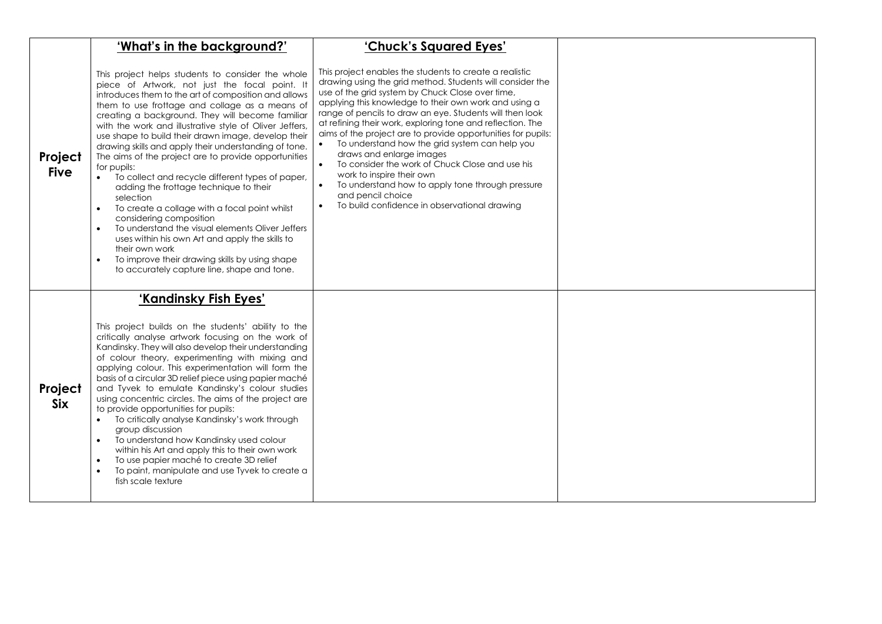| | | | |
|---|---|---|---|
| **Project Five** | **'What's in the background?'**<br><br>This project helps students to consider the whole piece of Artwork, not just the focal point. It introduces them to the art of composition and allows them to use frottage and collage as a means of creating a background. They will become familiar with the work and illustrative style of Oliver Jeffers, use shape to build their drawn image, develop their drawing skills and apply their understanding of tone. The aims of the project are to provide opportunities for pupils:<br>• To collect and recycle different types of paper, adding the frottage technique to their selection<br>• To create a collage with a focal point whilst considering composition<br>• To understand the visual elements Oliver Jeffers uses within his own Art and apply the skills to their own work<br>• To improve their drawing skills by using shape to accurately capture line, shape and tone. | **'Chuck's Squared Eyes'**<br><br>This project enables the students to create a realistic drawing using the grid method. Students will consider the use of the grid system by Chuck Close over time, applying this knowledge to their own work and using a range of pencils to draw an eye. Students will then look at refining their work, exploring tone and reflection. The aims of the project are to provide opportunities for pupils:<br>• To understand how the grid system can help you draws and enlarge images<br>• To consider the work of Chuck Close and use his work to inspire their own<br>• To understand how to apply tone through pressure and pencil choice<br>• To build confidence in observational drawing | |
| **Project Six** | **'Kandinsky Fish Eyes'**<br><br>This project builds on the students' ability to the critically analyse artwork focusing on the work of Kandinsky. They will also develop their understanding of colour theory, experimenting with mixing and applying colour. This experimentation will form the basis of a circular 3D relief piece using papier maché and Tyvek to emulate Kandinsky's colour studies using concentric circles. The aims of the project are to provide opportunities for pupils:<br>• To critically analyse Kandinsky's work through group discussion<br>• To understand how Kandinsky used colour within his Art and apply this to their own work<br>• To use papier maché to create 3D relief<br>• To paint, manipulate and use Tyvek to create a fish scale texture | | |